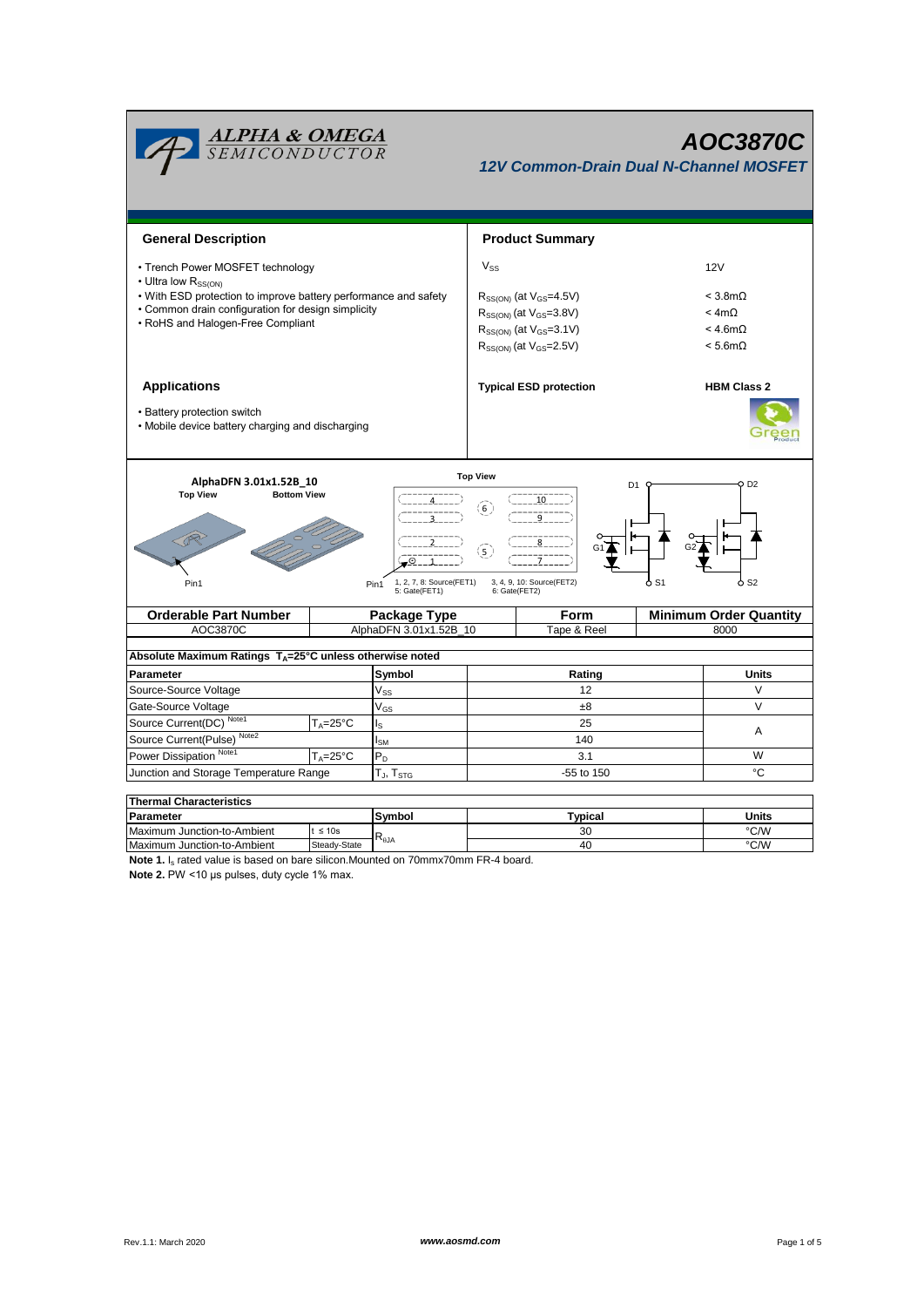# AOC3870C

## 12V Common-Drain Dual N-Channel MOSFET

### General Description

- Trench Power MOSFET technology
- Ultra low $R_{SS(ON)}$
- With ESD protection to improve battery performance and safety
- Common drain configuration for design simplicity
- RoHS and Halogen-Free Compliant

### Product Summary

| | |
|---|---|
| $V_{SS}$ | 12V |
| $R_{SS(ON)}$ (at $V_{GS}$=4.5V) | < 3.8mΩ |
| $R_{SS(ON)}$ (at $V_{GS}$=3.8V) | < 4mΩ |
| $R_{SS(ON)}$ (at $V_{GS}$=3.1V) | < 4.6mΩ |
| $R_{SS(ON)}$ (at $V_{GS}$=2.5V) | < 5.6mΩ |

**Typical ESD protection** — **HBM Class 2**

### Applications

- Battery protection switch
- Mobile device battery charging and discharging

AlphaDFN 3.01x1.52B_10

Top View / Bottom View / Top View

Pin1 — 1, 2, 7, 8: Source(FET1); 5: Gate(FET1); 3, 4, 9, 10: Source(FET2); 6: Gate(FET2)

D1, D2, G1, G2, S1, S2

| Orderable Part Number | Package Type | Form | Minimum Order Quantity |
|---|---|---|---|
| AOC3870C | AlphaDFN 3.01x1.52B_10 | Tape & Reel | 8000 |

**Absolute Maximum Ratings $T_A$=25°C unless otherwise noted**

| Parameter | | Symbol | Rating | Units |
|---|---|---|---|---|
| Source-Source Voltage | | $V_{SS}$ | 12 | V |
| Gate-Source Voltage | | $V_{GS}$ | ±8 | V |
| Source Current(DC) Note1 | $T_A$=25°C | $I_S$ | 25 | A |
| Source Current(Pulse) Note2 | | $I_{SM}$ | 140 | A |
| Power Dissipation Note1 | $T_A$=25°C | $P_D$ | 3.1 | W |
| Junction and Storage Temperature Range | | $T_J$, $T_{STG}$ | -55 to 150 | °C |

**Thermal Characteristics**

| Parameter | | Symbol | Typical | Units |
|---|---|---|---|---|
| Maximum Junction-to-Ambient | t ≤ 10s | $R_{\theta JA}$ | 30 | °C/W |
| Maximum Junction-to-Ambient | Steady-State | $R_{\theta JA}$ | 40 | °C/W |

**Note 1.** $I_s$ rated value is based on bare silicon.Mounted on 70mmx70mm FR-4 board.

**Note 2.** PW <10 µs pulses, duty cycle 1% max.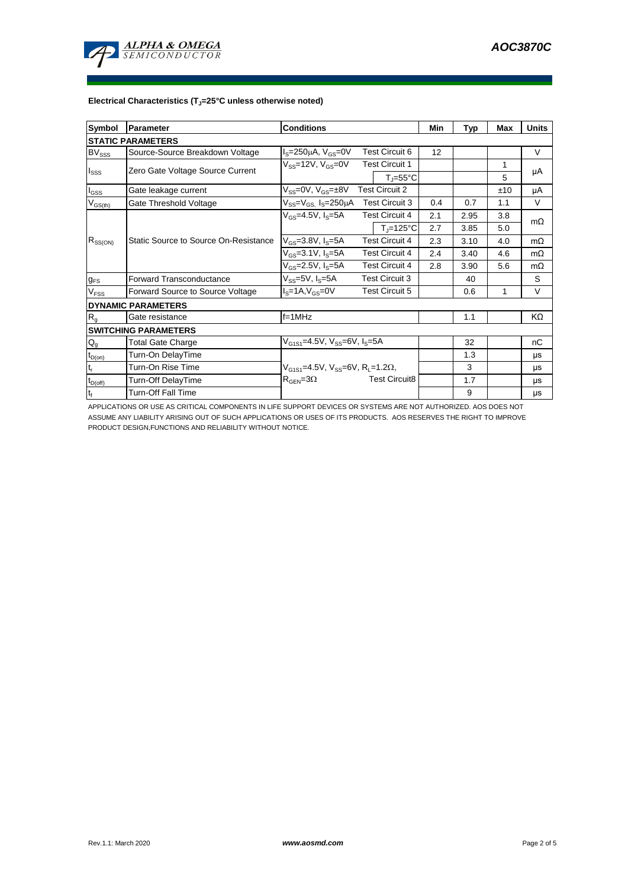**Electrical Characteristics ($T_J$=25°C unless otherwise noted)**

| Symbol | Parameter | Conditions | | Min | Typ | Max | Units |
|---|---|---|---|---|---|---|---|
| **STATIC PARAMETERS** | | | | | | | |
| $BV_{SSS}$ | Source-Source Breakdown Voltage | $I_S$=250µA, $V_{GS}$=0V | Test Circuit 6 | 12 | | | V |
| $I_{SSS}$ | Zero Gate Voltage Source Current | $V_{SS}$=12V, $V_{GS}$=0V | Test Circuit 1 | | | 1 | µA |
| | | | $T_J$=55°C | | | 5 | |
| $I_{GSS}$ | Gate leakage current | $V_{SS}$=0V, $V_{GS}$=±8V | Test Circuit 2 | | | ±10 | µA |
| $V_{GS(th)}$ | Gate Threshold Voltage | $V_{SS}$=$V_{GS,}$ $I_S$=250µA | Test Circuit 3 | 0.4 | 0.7 | 1.1 | V |
| $R_{SS(ON)}$ | Static Source to Source On-Resistance | $V_{GS}$=4.5V, $I_S$=5A | Test Circuit 4 | 2.1 | 2.95 | 3.8 | mΩ |
| | | | $T_J$=125°C | 2.7 | 3.85 | 5.0 | |
| | | $V_{GS}$=3.8V, $I_S$=5A | Test Circuit 4 | 2.3 | 3.10 | 4.0 | mΩ |
| | | $V_{GS}$=3.1V, $I_S$=5A | Test Circuit 4 | 2.4 | 3.40 | 4.6 | mΩ |
| | | $V_{GS}$=2.5V, $I_S$=5A | Test Circuit 4 | 2.8 | 3.90 | 5.6 | mΩ |
| $g_{FS}$ | Forward Transconductance | $V_{SS}$=5V, $I_S$=5A | Test Circuit 3 | | 40 | | S |
| $V_{FSS}$ | Forward Source to Source Voltage | $I_S$=1A,$V_{GS}$=0V | Test Circuit 5 | | 0.6 | 1 | V |
| **DYNAMIC PARAMETERS** | | | | | | | |
| $R_g$ | Gate resistance | f=1MHz | | | 1.1 | | KΩ |
| **SWITCHING PARAMETERS** | | | | | | | |
| $Q_g$ | Total Gate Charge | $V_{G1S1}$=4.5V, $V_{SS}$=6V, $I_S$=5A | | | 32 | | nC |
| $t_{D(on)}$ | Turn-On DelayTime | $V_{G1S1}$=4.5V, $V_{SS}$=6V, $R_L$=1.2Ω, $R_{GEN}$=3Ω | Test Circuit8 | | 1.3 | | µs |
| $t_r$ | Turn-On Rise Time | | | | 3 | | µs |
| $t_{D(off)}$ | Turn-Off DelayTime | | | | 1.7 | | µs |
| $t_f$ | Turn-Off Fall Time | | | | 9 | | µs |

APPLICATIONS OR USE AS CRITICAL COMPONENTS IN LIFE SUPPORT DEVICES OR SYSTEMS ARE NOT AUTHORIZED. AOS DOES NOT ASSUME ANY LIABILITY ARISING OUT OF SUCH APPLICATIONS OR USES OF ITS PRODUCTS. AOS RESERVES THE RIGHT TO IMPROVE PRODUCT DESIGN,FUNCTIONS AND RELIABILITY WITHOUT NOTICE.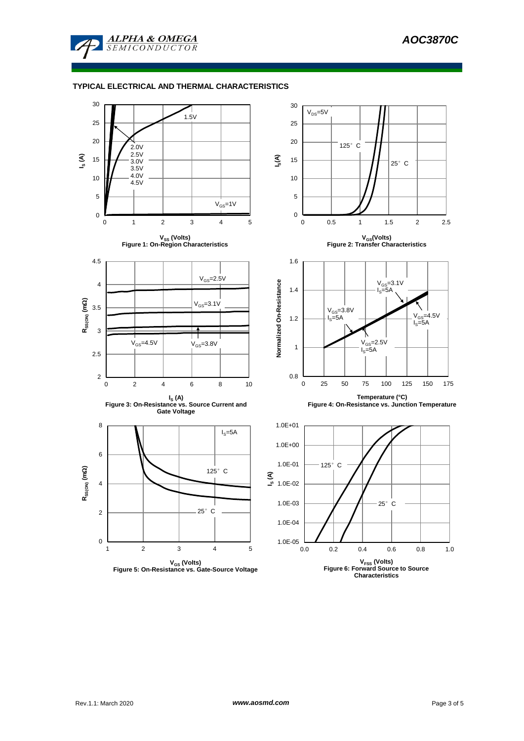## TYPICAL ELECTRICAL AND THERMAL CHARACTERISTICS

Figure 1: On-Region Characteristics

Figure 2: Transfer Characteristics

Figure 3: On-Resistance vs. Source Current and Gate Voltage

Figure 4: On-Resistance vs. Junction Temperature

Figure 5: On-Resistance vs. Gate-Source Voltage

Figure 6: Forward Source to Source Characteristics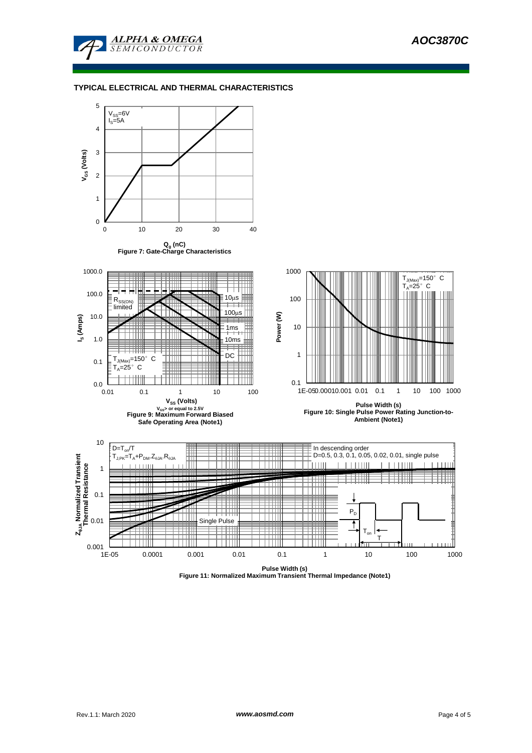## TYPICAL ELECTRICAL AND THERMAL CHARACTERISTICS

$V_{SS}$=6V
$I_S$=5A

$V_{GS}$ (Volts)

$Q_g$ (nC)

Figure 7: Gate-Charge Characteristics

$R_{SS(ON)}$ limited

10µs
100µs
1ms
10ms
DC

$T_{J(Max)}$=150° C
$T_A$=25° C

$I_S$ (Amps)

$V_{SS}$ (Volts)

$V_{GS}$> or equal to 2.5V

Figure 9: Maximum Forward Biased Safe Operating Area (Note1)

$T_{J(Max)}$=150° C
$T_A$=25° C

Power (W)

Pulse Width (s)

Figure 10: Single Pulse Power Rating Junction-to-Ambient (Note1)

$D=T_{on}/T$
$T_{J,PK}=T_A+P_{DM}.Z_{\theta JA}.R_{\theta JA}$

In descending order
D=0.5, 0.3, 0.1, 0.05, 0.02, 0.01, single pulse

Single Pulse

$P_D$
$T_{on}$
T

$Z_{\theta JA}$ Normalized Transient Thermal Resistance

Pulse Width (s)

Figure 11: Normalized Maximum Transient Thermal Impedance (Note1)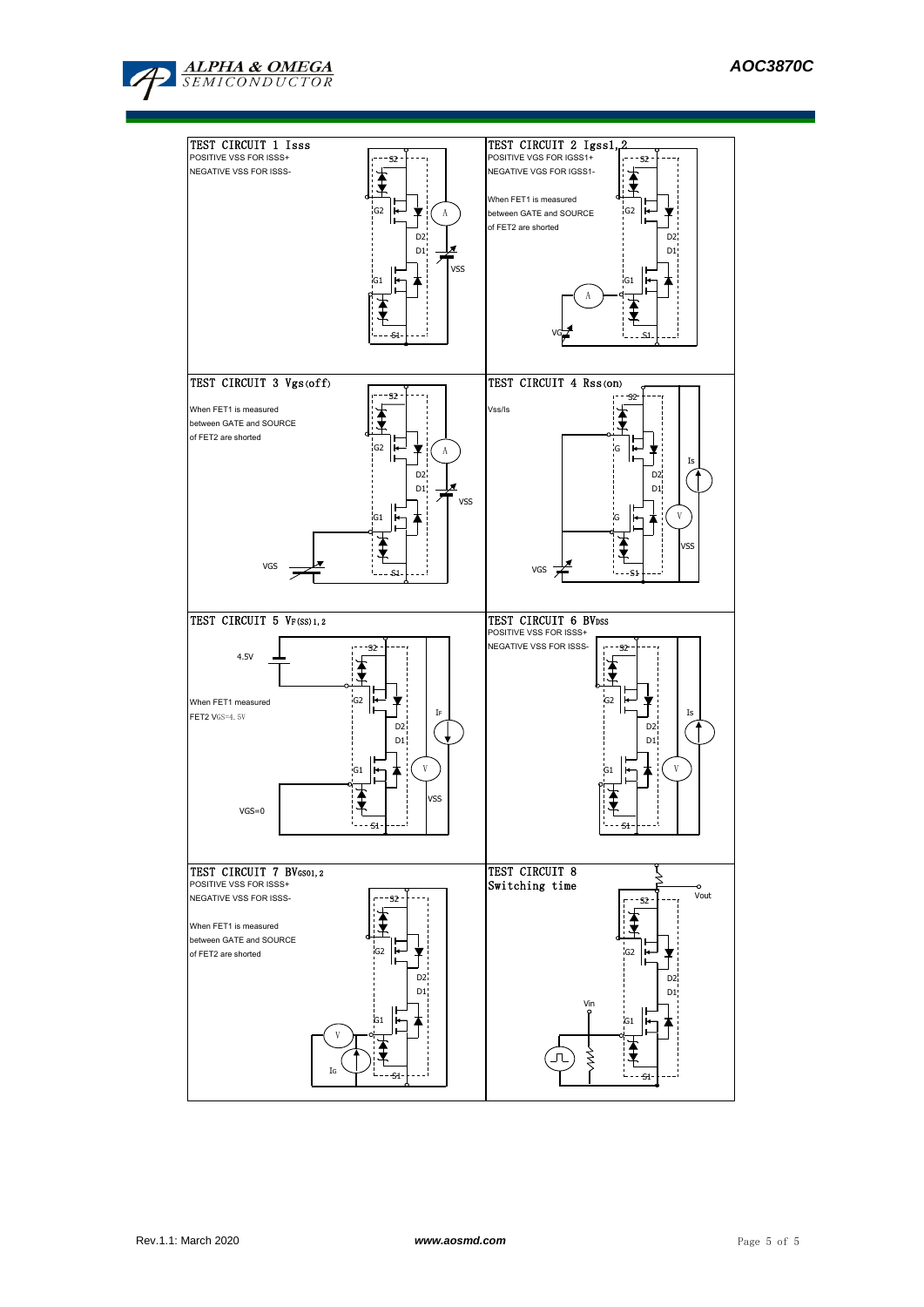## TEST CIRCUIT 1 Isss

POSITIVE VSS FOR ISSS+

NEGATIVE VSS FOR ISSS-

S2
G2
A
D2
D1
VSS
G1
S1

## TEST CIRCUIT 2 Igss1,2

POSITIVE VGS FOR IGSS1+

NEGATIVE VGS FOR IGSS1-

When FET1 is measured between GATE and SOURCE of FET2 are shorted

S2
G2
D2
D1
G1
A
VG
S1

## TEST CIRCUIT 3 Vgs(off)

When FET1 is measured between GATE and SOURCE of FET2 are shorted

S2
G2
A
D2
D1
VSS
G1
VGS
S1

## TEST CIRCUIT 4 Rss(on)

Vss/Is

S2
G
Is
D2
D1
G
V
VSS
VGS
S1

## TEST CIRCUIT 5 $V_{F(SS)1,2}$

4.5V

When FET1 measured FET2 VGS=4.5V

S2
G2
IF
D2
D1
G1
V
VSS
VGS=0
S1

## TEST CIRCUIT 6 $BV_{DSS}$

POSITIVE VSS FOR ISSS+

NEGATIVE VSS FOR ISSS-

S2
G2
Is
D2
D1
G1
V
S1

## TEST CIRCUIT 7 $BV_{GSO1,2}$

POSITIVE VSS FOR ISSS+

NEGATIVE VSS FOR ISSS-

When FET1 is measured between GATE and SOURCE of FET2 are shorted

S2
G2
D2
D1
G1
V
IG
S1

## TEST CIRCUIT 8 Switching time

Vout
S2
G2
D2
D1
Vin
G1
S1